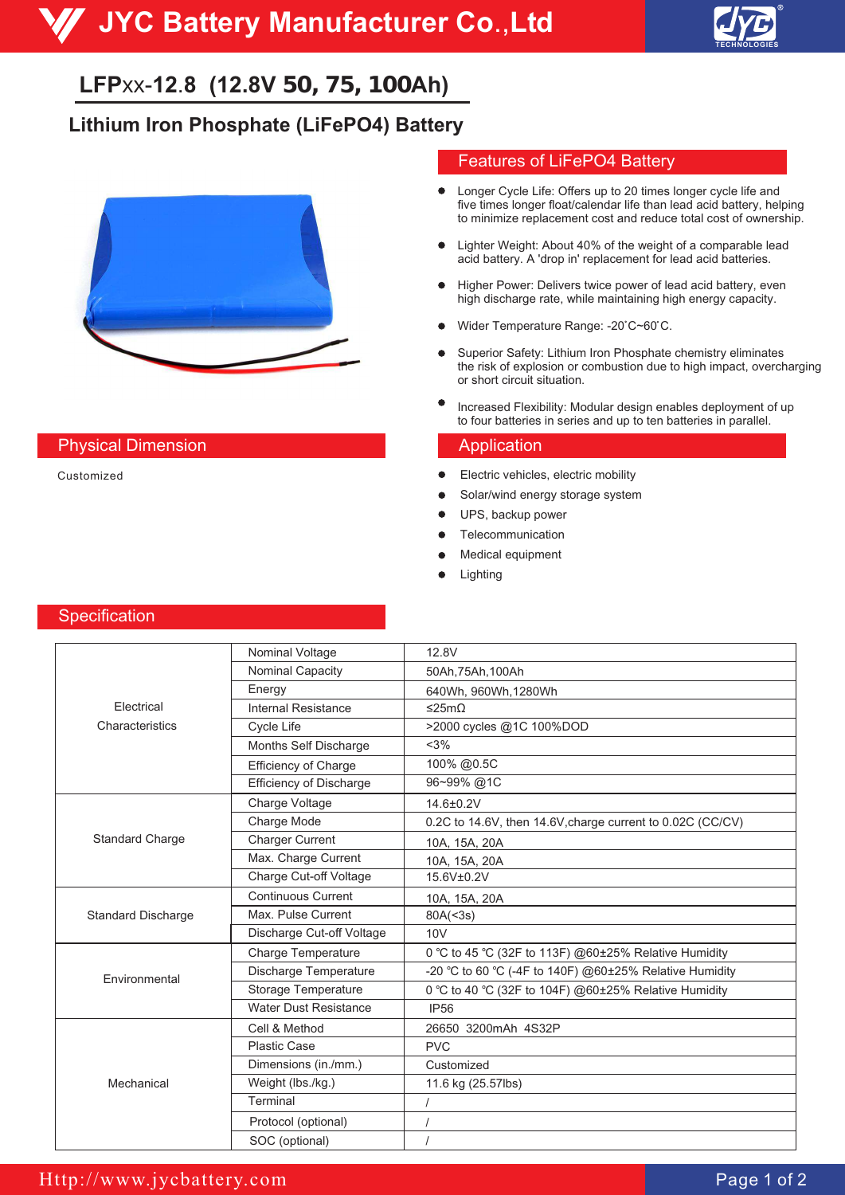# JYC Battery Manufacturer Co.,Ltd

## LFPxx-12.8 (12.8V 50, 75, 100Ah)

### Lithium Iron Phosphate (LiFePO4) Battery

## Features of LiFePO4 Battery

- Longer Cycle Life: Offers up to 20 times longer cycle life and five times longer float/calendar life than lead acid battery, helping to minimize replacement cost and reduce total cost of ownership.
- Lighter Weight: About 40% of the weight of a comparable lead acid battery. A 'drop in' replacement for lead acid batteries.
- Higher Power: Delivers twice power of lead acid battery, even high discharge rate, while maintaining high energy capacity.
- Wider Temperature Range: -20˚C~60˚C.
- Superior Safety: Lithium Iron Phosphate chemistry eliminates the risk of explosion or combustion due to high impact, overcharging or short circuit situation.
- Increased Flexibility: Modular design enables deployment of up to four batteries in series and up to ten batteries in parallel.

## Physical Dimension

Customized

## Application

- Electric vehicles, electric mobility
- Solar/wind energy storage system
- UPS, backup power
- Telecommunication
- Medical equipment
- Lighting

## Specification

| | | |
|---|---|---|
| Electrical Characteristics | Nominal Voltage | 12.8V |
| | Nominal Capacity | 50Ah,75Ah,100Ah |
| | Energy | 640Wh, 960Wh,1280Wh |
| | Internal Resistance | ≤25mΩ |
| | Cycle Life | >2000 cycles @1C 100%DOD |
| | Months Self Discharge | <3% |
| | Efficiency of Charge | 100% @0.5C |
| | Efficiency of Discharge | 96~99% @1C |
| Standard Charge | Charge Voltage | 14.6±0.2V |
| | Charge Mode | 0.2C to 14.6V, then 14.6V,charge current to 0.02C (CC/CV) |
| | Charger Current | 10A, 15A, 20A |
| | Max. Charge Current | 10A, 15A, 20A |
| | Charge Cut-off Voltage | 15.6V±0.2V |
| Standard Discharge | Continuous Current | 10A, 15A, 20A |
| | Max. Pulse Current | 80A(<3s) |
| | Discharge Cut-off Voltage | 10V |
| Environmental | Charge Temperature | 0 ℃ to 45 ℃ (32F to 113F) @60±25% Relative Humidity |
| | Discharge Temperature | -20 ℃ to 60 ℃ (-4F to 140F) @60±25% Relative Humidity |
| | Storage Temperature | 0 ℃ to 40 ℃ (32F to 104F) @60±25% Relative Humidity |
| | Water Dust Resistance | IP56 |
| Mechanical | Cell & Method | 26650 3200mAh 4S32P |
| | Plastic Case | PVC |
| | Dimensions (in./mm.) | Customized |
| | Weight (lbs./kg.) | 11.6 kg (25.57lbs) |
| | Terminal | / |
| | Protocol (optional) | / |
| | SOC (optional) | / |

Http://www.jycbattery.com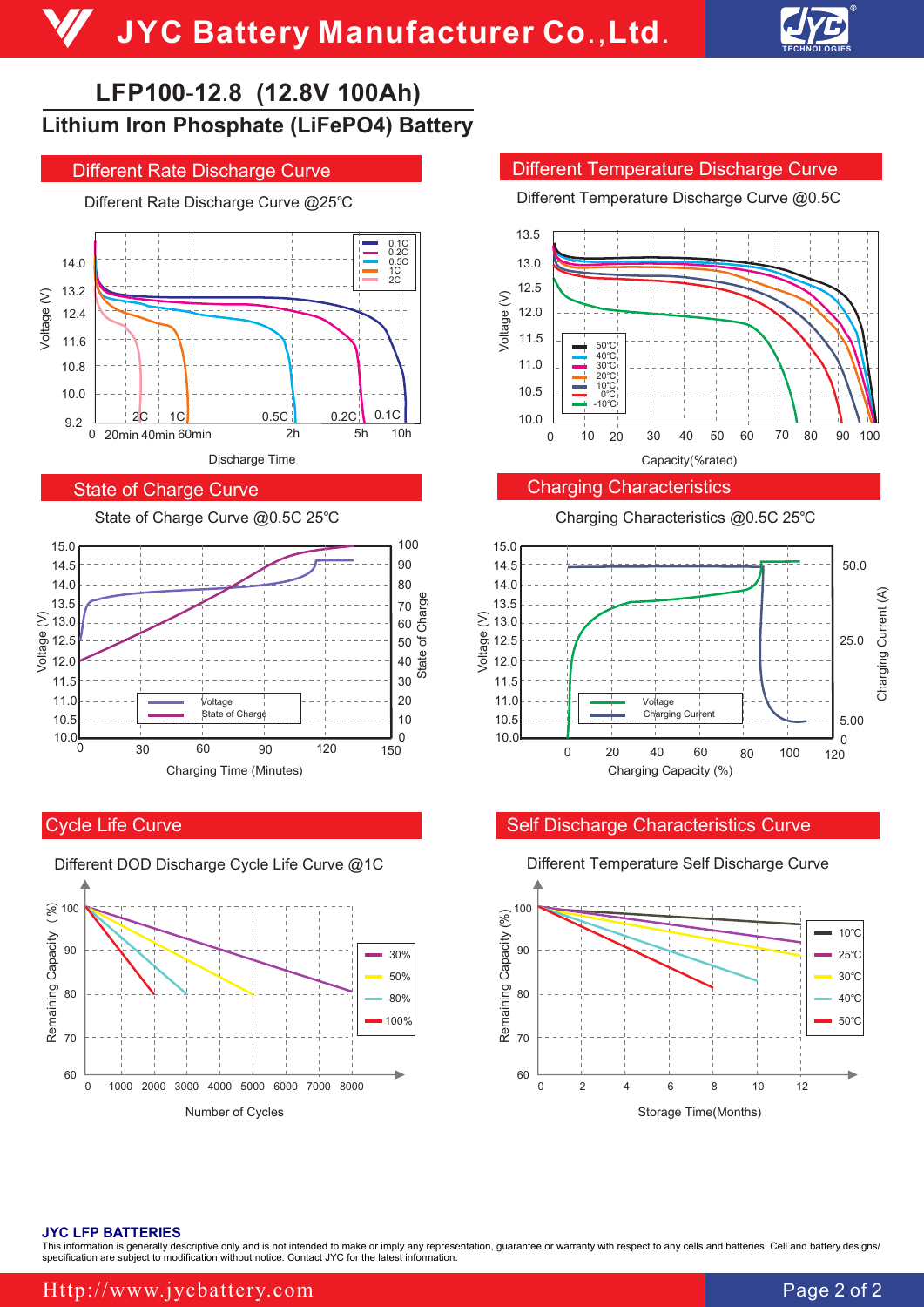# LFP100-12.8 (12.8V 100Ah)

## Lithium Iron Phosphate (LiFePO4) Battery

## Different Rate Discharge Curve

Different Rate Discharge Curve @25℃

Voltage (V)
14.0
13.2
12.4
11.6
10.8
10.0
9.2
0.1C
0.2C
0.5C
1C
2C
2C 1C 0.5C 0.2C 0.1C
0 20min 40min 60min 2h 5h 10h
Discharge Time

## Different Temperature Discharge Curve

Different Temperature Discharge Curve @0.5C

Voltage (V)
13.5
13.0
12.5
12.0
11.5
11.0
10.5
10.0
50℃
40℃
30℃
20℃
10℃
0℃
-10℃
0 10 20 30 40 50 60 70 80 90 100
Capacity(%rated)

## State of Charge Curve

State of Charge Curve @0.5C 25℃

Voltage (V)
15.0
14.5
14.0
13.5
13.0
12.5
12.0
11.5
11.0
10.5
10.0
State of Charge
100
90
80
70
60
50
40
30
20
10
0
Voltage
State of Charge
0 30 60 90 120 150
Charging Time (Minutes)

## Charging Characteristics

Charging Characteristics @0.5C 25℃

Voltage (V)
15.0
14.5
14.0
13.5
13.0
12.5
12.0
11.5
11.0
10.5
10.0
Charging Current (A)
50.0
25.0
5.00
0
Voltage
Charging Current
0 20 40 60 80 100 120
Charging Capacity (%)

## Cycle Life Curve

Different DOD Discharge Cycle Life Curve @1C

Remaining Capacity (%)
100
90
80
70
60
30%
50%
80%
100%
0 1000 2000 3000 4000 5000 6000 7000 8000
Number of Cycles

## Self Discharge Characteristics Curve

Different Temperature Self Discharge Curve

Remaining Capacity (%)
100
90
80
70
60
10℃
25℃
30℃
40℃
50℃
0 2 4 6 8 10 12
Storage Time(Months)

**JYC LFP BATTERIES**

This information is generally descriptive only and is not intended to make or imply any representation, guarantee or warranty with respect to any cells and batteries. Cell and battery designs/ specification are subject to modification without notice. Contact JYC for the latest information.